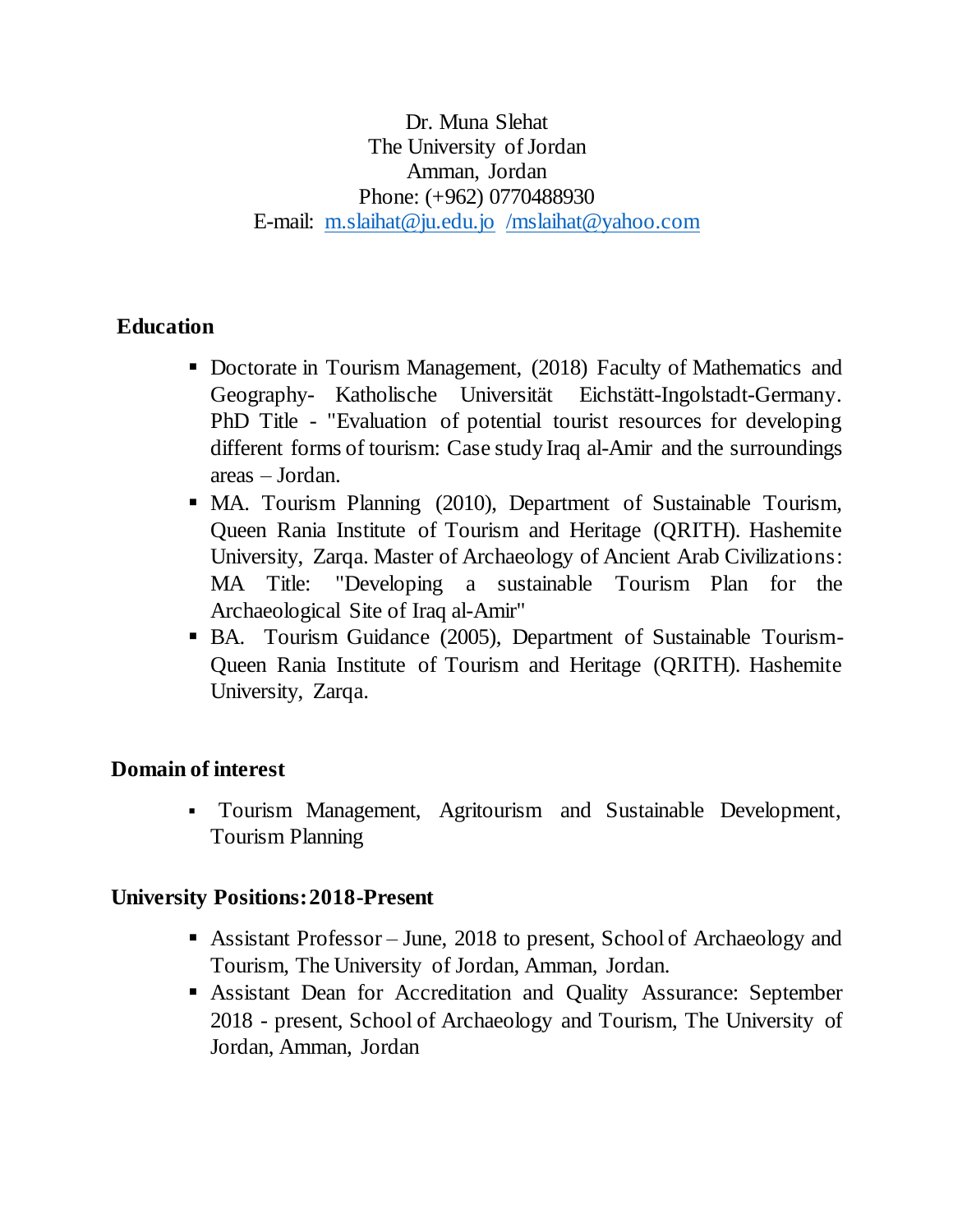Dr. Muna Slehat
The University of Jordan
Amman, Jordan
Phone: (+962) 0770488930
E-mail: m.slaihat@ju.edu.jo /mslaihat@yahoo.com

## Education

- Doctorate in Tourism Management, (2018) Faculty of Mathematics and Geography- Katholische Universität Eichstätt-Ingolstadt-Germany. PhD Title - "Evaluation of potential tourist resources for developing different forms of tourism: Case study Iraq al-Amir and the surroundings areas – Jordan.
- MA. Tourism Planning (2010), Department of Sustainable Tourism, Queen Rania Institute of Tourism and Heritage (QRITH). Hashemite University, Zarqa. Master of Archaeology of Ancient Arab Civilizations: MA Title: "Developing a sustainable Tourism Plan for the Archaeological Site of Iraq al-Amir"
- BA. Tourism Guidance (2005), Department of Sustainable Tourism- Queen Rania Institute of Tourism and Heritage (QRITH). Hashemite University, Zarqa.

## Domain of interest

- Tourism Management, Agritourism and Sustainable Development, Tourism Planning

## University Positions: 2018-Present

- Assistant Professor – June, 2018 to present, School of Archaeology and Tourism, The University of Jordan, Amman, Jordan.
- Assistant Dean for Accreditation and Quality Assurance: September 2018 - present, School of Archaeology and Tourism, The University of Jordan, Amman, Jordan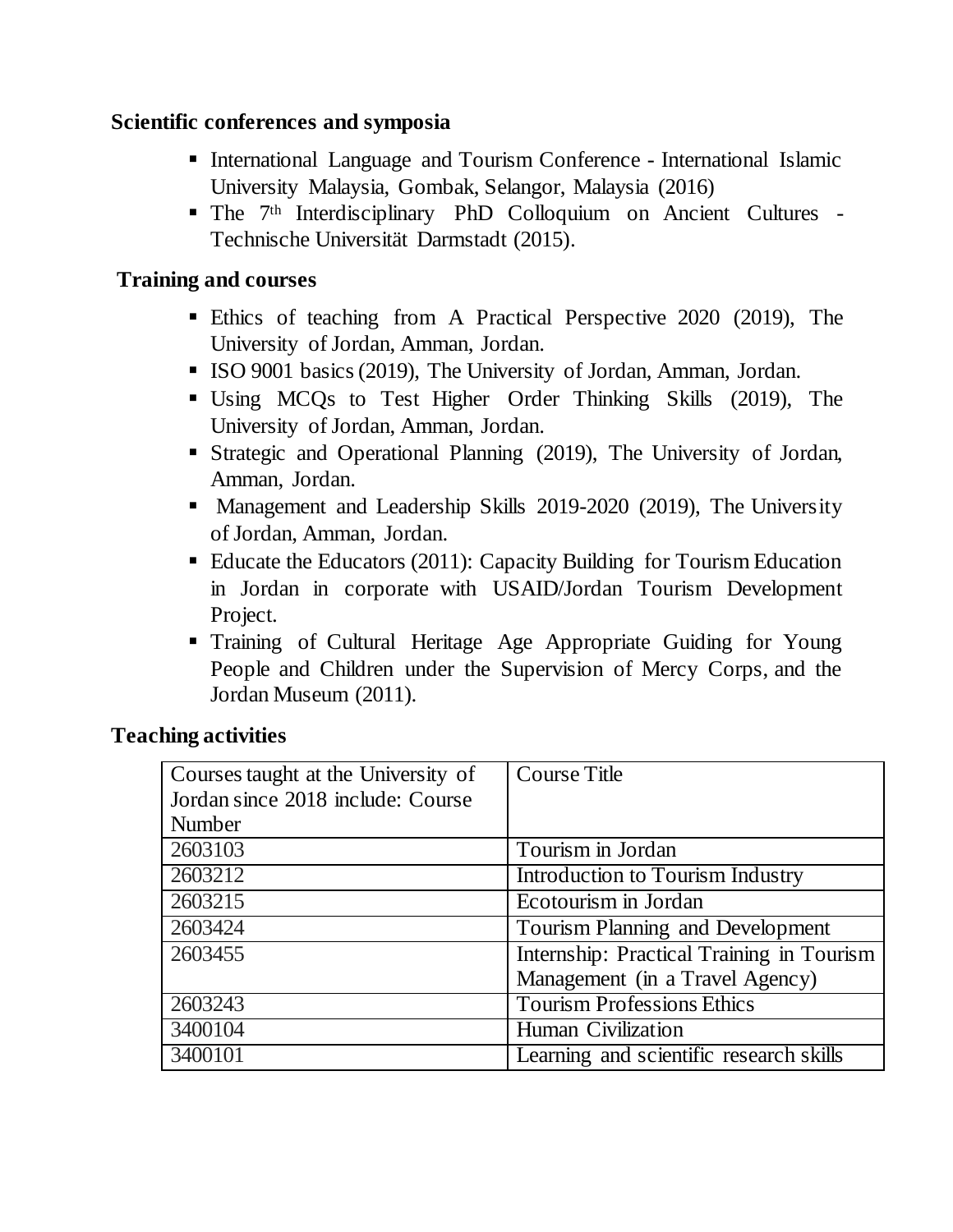**Scientific conferences and symposia**

- International Language and Tourism Conference - International Islamic University Malaysia, Gombak, Selangor, Malaysia (2016)
- The 7th Interdisciplinary PhD Colloquium on Ancient Cultures - Technische Universität Darmstadt (2015).

**Training and courses**

- Ethics of teaching from A Practical Perspective 2020 (2019), The University of Jordan, Amman, Jordan.
- ISO 9001 basics (2019), The University of Jordan, Amman, Jordan.
- Using MCQs to Test Higher Order Thinking Skills (2019), The University of Jordan, Amman, Jordan.
- Strategic and Operational Planning (2019), The University of Jordan, Amman, Jordan.
- Management and Leadership Skills 2019-2020 (2019), The University of Jordan, Amman, Jordan.
- Educate the Educators (2011): Capacity Building for Tourism Education in Jordan in corporate with USAID/Jordan Tourism Development Project.
- Training of Cultural Heritage Age Appropriate Guiding for Young People and Children under the Supervision of Mercy Corps, and the Jordan Museum (2011).

**Teaching activities**

| Courses taught at the University of Jordan since 2018 include: Course Number | Course Title |
|---|---|
| 2603103 | Tourism in Jordan |
| 2603212 | Introduction to Tourism Industry |
| 2603215 | Ecotourism in Jordan |
| 2603424 | Tourism Planning and Development |
| 2603455 | Internship: Practical Training in Tourism Management (in a Travel Agency) |
| 2603243 | Tourism Professions Ethics |
| 3400104 | Human Civilization |
| 3400101 | Learning and scientific research skills |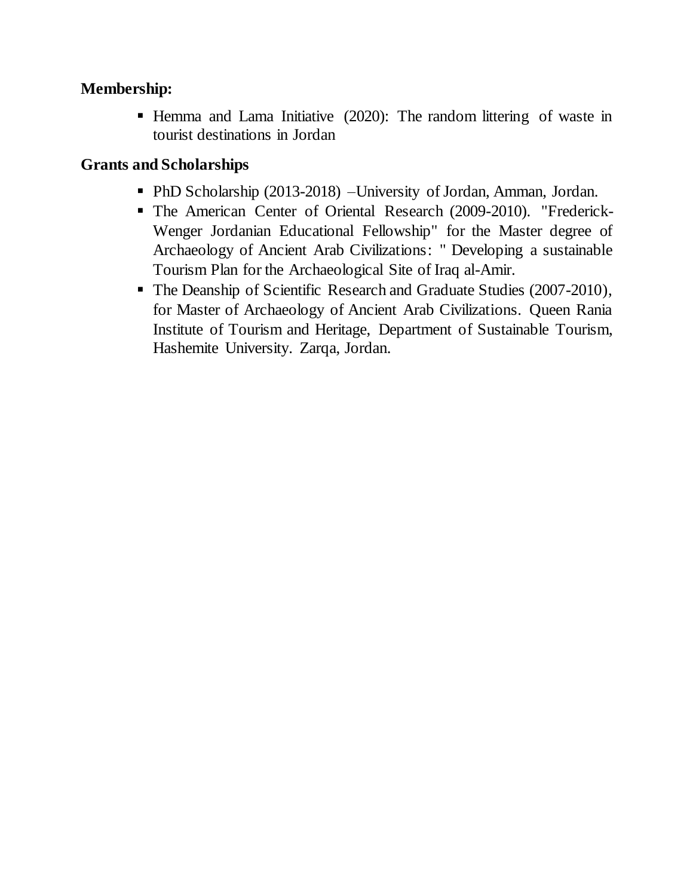**Membership:**

- Hemma and Lama Initiative (2020): The random littering of waste in tourist destinations in Jordan

**Grants and Scholarships**

- PhD Scholarship (2013-2018) –University of Jordan, Amman, Jordan.
- The American Center of Oriental Research (2009-2010). "Frederick-Wenger Jordanian Educational Fellowship" for the Master degree of Archaeology of Ancient Arab Civilizations: " Developing a sustainable Tourism Plan for the Archaeological Site of Iraq al-Amir.
- The Deanship of Scientific Research and Graduate Studies (2007-2010), for Master of Archaeology of Ancient Arab Civilizations. Queen Rania Institute of Tourism and Heritage, Department of Sustainable Tourism, Hashemite University. Zarqa, Jordan.